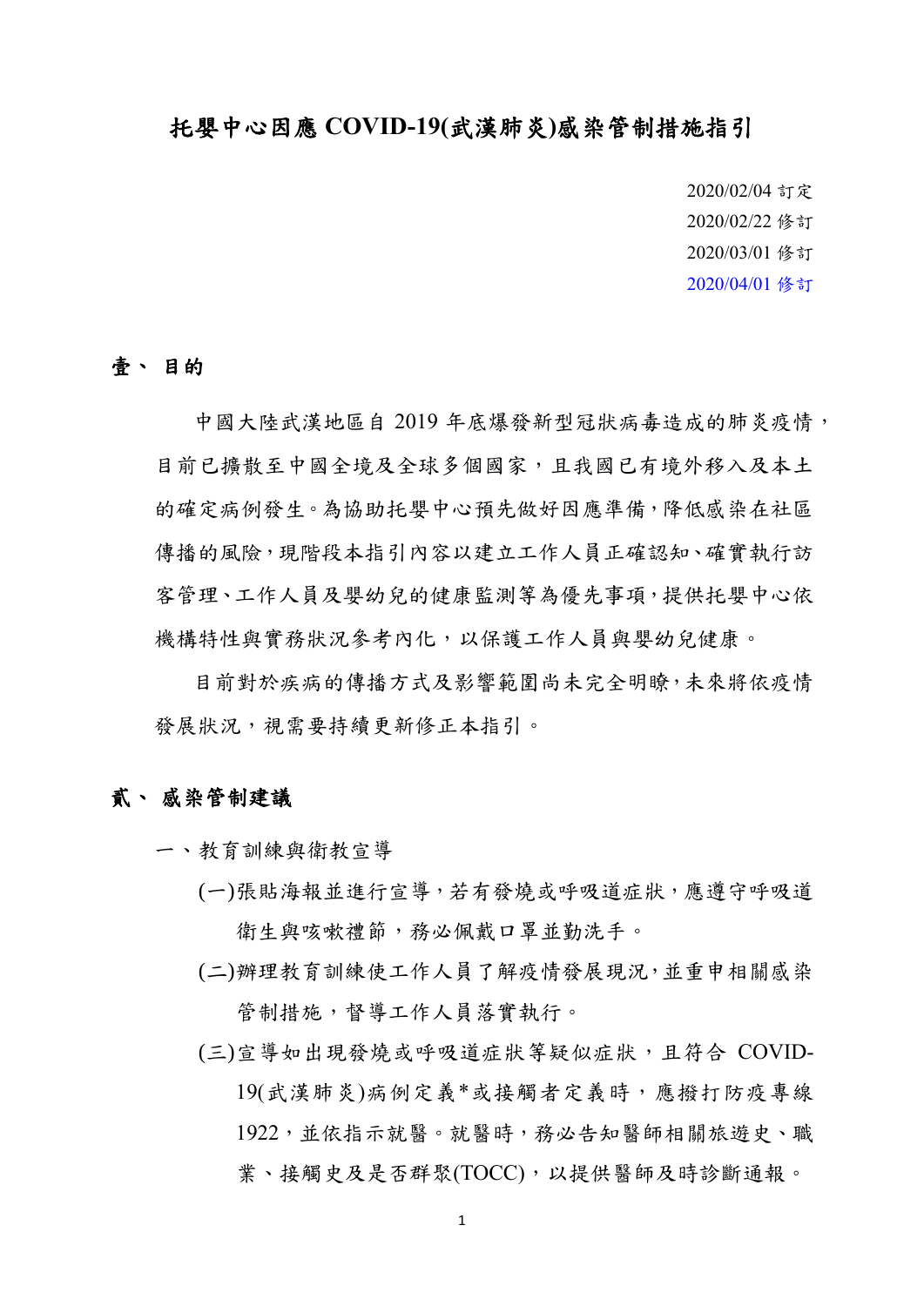# 托嬰中心因應 COVID-19(武漢肺炎)感染管制措施指引

2020/02/04 訂定
2020/02/22 修訂
2020/03/01 修訂
2020/04/01 修訂

## 壹、 目的

中國大陸武漢地區自 2019 年底爆發新型冠狀病毒造成的肺炎疫情，目前已擴散至中國全境及全球多個國家，且我國已有境外移入及本土的確定病例發生。為協助托嬰中心預先做好因應準備，降低感染在社區傳播的風險，現階段本指引內容以建立工作人員正確認知、確實執行訪客管理、工作人員及嬰幼兒的健康監測等為優先事項，提供托嬰中心依機構特性與實務狀況參考內化，以保護工作人員與嬰幼兒健康。

目前對於疾病的傳播方式及影響範圍尚未完全明瞭，未來將依疫情發展狀況，視需要持續更新修正本指引。

## 貳、 感染管制建議

一、教育訓練與衛教宣導

(一)張貼海報並進行宣導，若有發燒或呼吸道症狀，應遵守呼吸道衛生與咳嗽禮節，務必佩戴口罩並勤洗手。

(二)辦理教育訓練使工作人員了解疫情發展現況，並重申相關感染管制措施，督導工作人員落實執行。

(三)宣導如出現發燒或呼吸道症狀等疑似症狀，且符合 COVID-19(武漢肺炎)病例定義*或接觸者定義時，應撥打防疫專線 1922，並依指示就醫。就醫時，務必告知醫師相關旅遊史、職業、接觸史及是否群聚(TOCC)，以提供醫師及時診斷通報。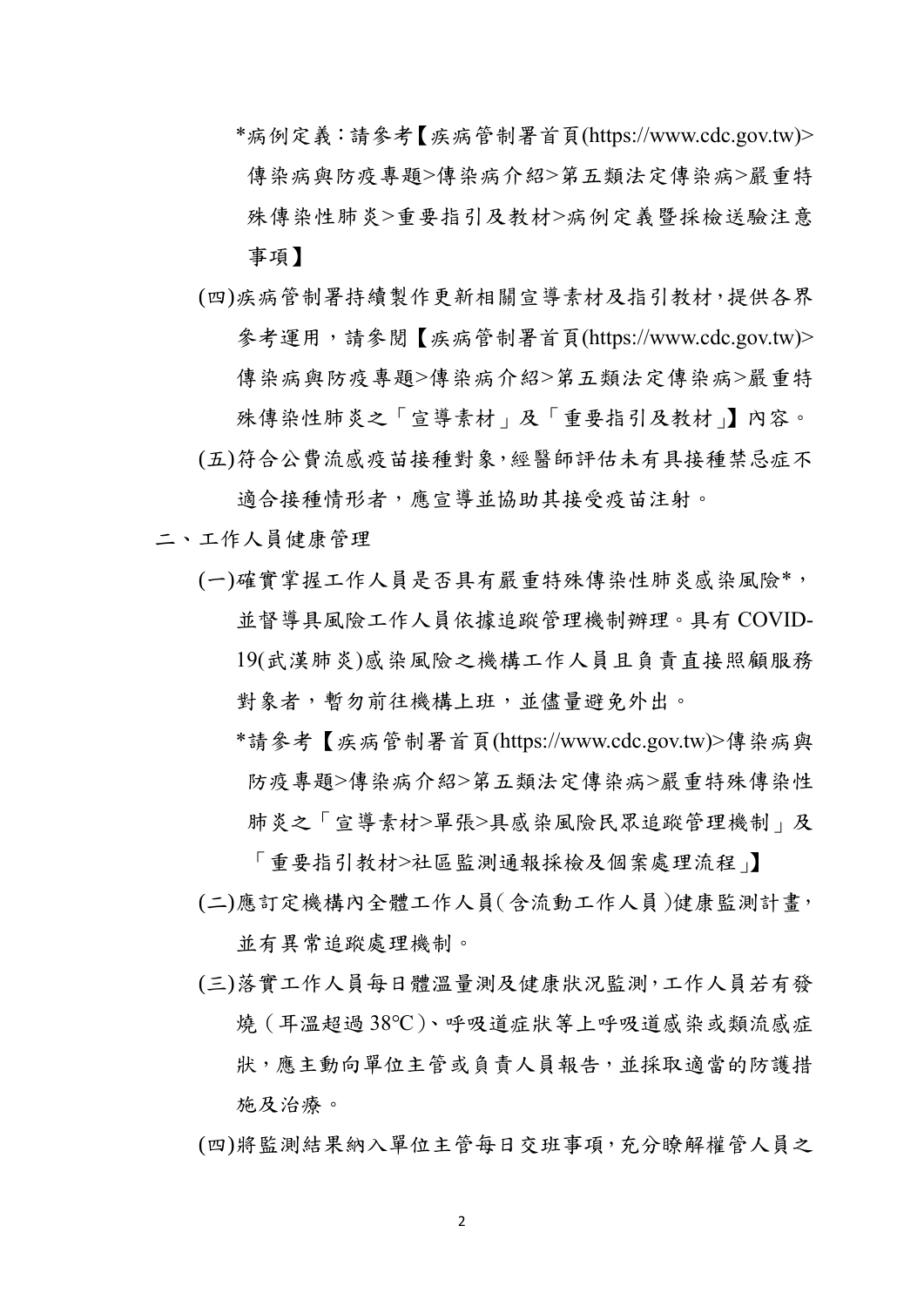*病例定義：請參考【疾病管制署首頁(https://www.cdc.gov.tw)>傳染病與防疫專題>傳染病介紹>第五類法定傳染病>嚴重特殊傳染性肺炎>重要指引及教材>病例定義暨採檢送驗注意事項】

(四)疾病管制署持續製作更新相關宣導素材及指引教材，提供各界參考運用，請參閱【疾病管制署首頁(https://www.cdc.gov.tw)>傳染病與防疫專題>傳染病介紹>第五類法定傳染病>嚴重特殊傳染性肺炎之「宣導素材」及「重要指引及教材」】內容。

(五)符合公費流感疫苗接種對象，經醫師評估未有具接種禁忌症不適合接種情形者，應宣導並協助其接受疫苗注射。

二、工作人員健康管理

(一)確實掌握工作人員是否具有嚴重特殊傳染性肺炎感染風險*，並督導具風險工作人員依據追蹤管理機制辦理。具有 COVID-19(武漢肺炎)感染風險之機構工作人員且負責直接照顧服務對象者，暫勿前往機構上班，並儘量避免外出。

*請參考【疾病管制署首頁(https://www.cdc.gov.tw)>傳染病與防疫專題>傳染病介紹>第五類法定傳染病>嚴重特殊傳染性肺炎之「宣導素材>單張>具感染風險民眾追蹤管理機制」及「重要指引教材>社區監測通報採檢及個案處理流程」】

(二)應訂定機構內全體工作人員(含流動工作人員)健康監測計畫，並有異常追蹤處理機制。

(三)落實工作人員每日體溫量測及健康狀況監測，工作人員若有發燒（耳溫超過 38℃）、呼吸道症狀等上呼吸道感染或類流感症狀，應主動向單位主管或負責人員報告，並採取適當的防護措施及治療。

(四)將監測結果納入單位主管每日交班事項，充分瞭解權管人員之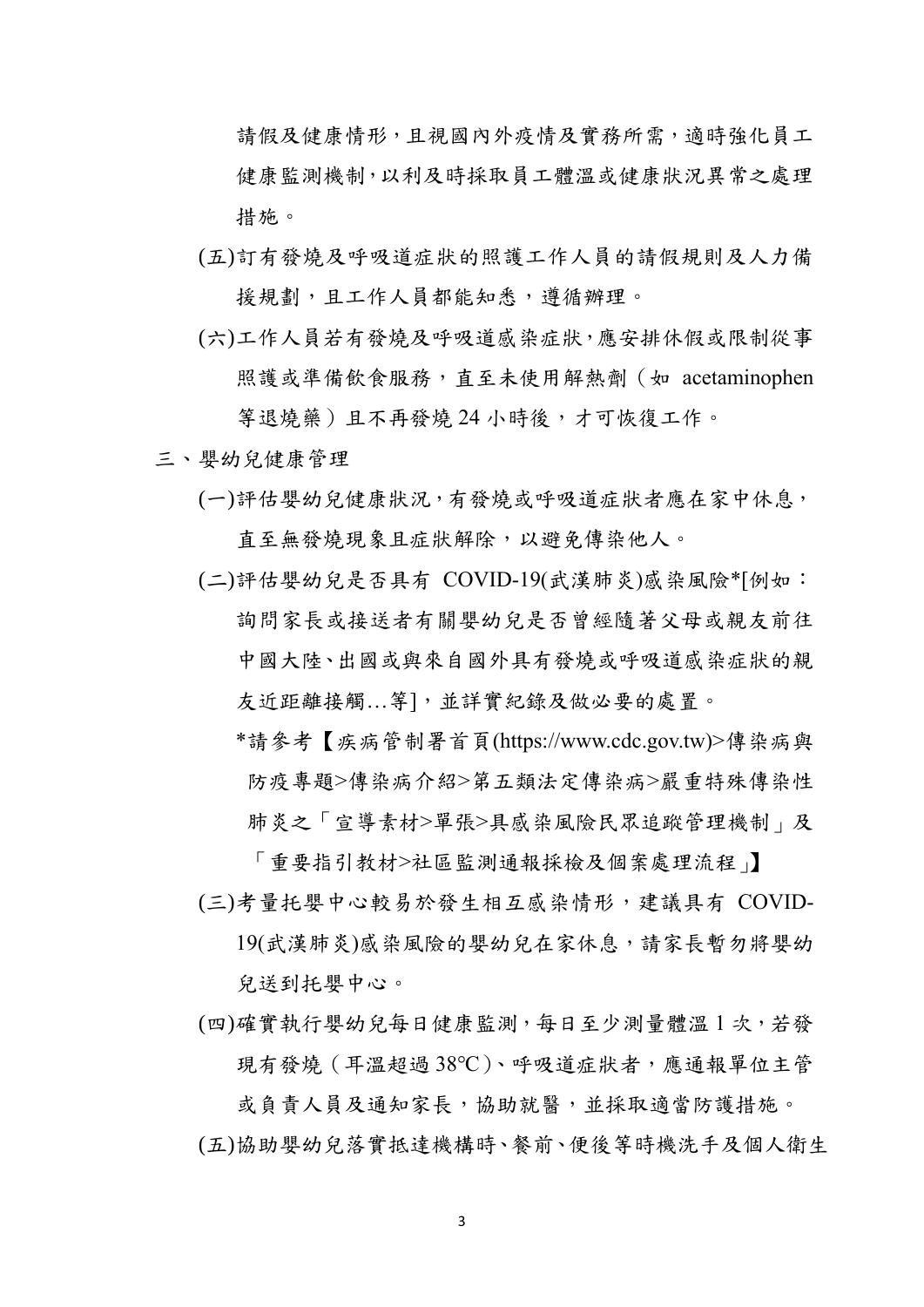請假及健康情形，且視國內外疫情及實務所需，適時強化員工健康監測機制，以利及時採取員工體溫或健康狀況異常之處理措施。

(五)訂有發燒及呼吸道症狀的照護工作人員的請假規則及人力備援規劃，且工作人員都能知悉，遵循辦理。

(六)工作人員若有發燒及呼吸道感染症狀，應安排休假或限制從事照護或準備飲食服務，直至未使用解熱劑（如 acetaminophen 等退燒藥）且不再發燒 24 小時後，才可恢復工作。

三、嬰幼兒健康管理

(一)評估嬰幼兒健康狀況，有發燒或呼吸道症狀者應在家中休息，直至無發燒現象且症狀解除，以避免傳染他人。

(二)評估嬰幼兒是否具有 COVID-19(武漢肺炎)感染風險*[例如：詢問家長或接送者有關嬰幼兒是否曾經隨著父母或親友前往中國大陸、出國或與來自國外具有發燒或呼吸道感染症狀的親友近距離接觸…等]，並詳實紀錄及做必要的處置。

*請參考【疾病管制署首頁(https://www.cdc.gov.tw)>傳染病與防疫專題>傳染病介紹>第五類法定傳染病>嚴重特殊傳染性肺炎之「宣導素材>單張>具感染風險民眾追蹤管理機制」及「重要指引教材>社區監測通報採檢及個案處理流程」】

(三)考量托嬰中心較易於發生相互感染情形，建議具有 COVID-19(武漢肺炎)感染風險的嬰幼兒在家休息，請家長暫勿將嬰幼兒送到托嬰中心。

(四)確實執行嬰幼兒每日健康監測，每日至少測量體溫 1 次，若發現有發燒（耳溫超過 38℃）、呼吸道症狀者，應通報單位主管或負責人員及通知家長，協助就醫，並採取適當防護措施。

(五)協助嬰幼兒落實抵達機構時、餐前、便後等時機洗手及個人衛生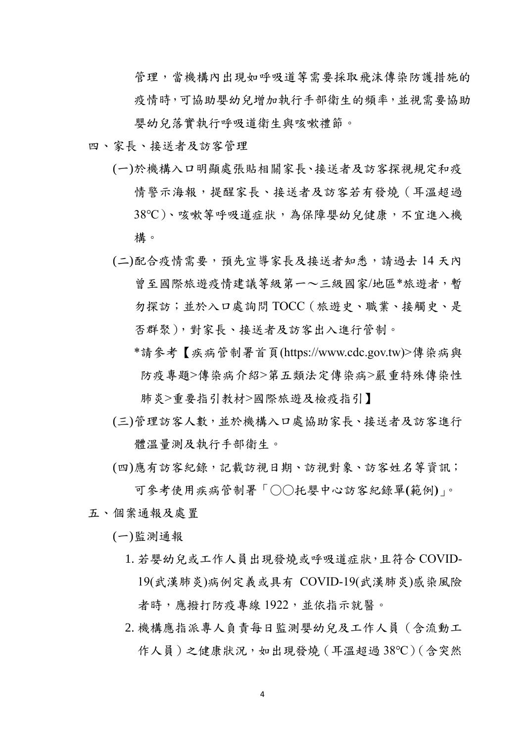管理，當機構內出現如呼吸道等需要採取飛沫傳染防護措施的疫情時，可協助嬰幼兒增加執行手部衛生的頻率，並視需要協助嬰幼兒落實執行呼吸道衛生與咳嗽禮節。

四、家長、接送者及訪客管理

(一)於機構入口明顯處張貼相關家長、接送者及訪客探視規定和疫情警示海報，提醒家長、接送者及訪客若有發燒（耳溫超過38℃）、咳嗽等呼吸道症狀，為保障嬰幼兒健康，不宜進入機構。

(二)配合疫情需要，預先宣導家長及接送者知悉，請過去 14 天內曾至國際旅遊疫情建議等級第一～三級國家/地區*旅遊者，暫勿探訪；並於入口處詢問 TOCC（旅遊史、職業、接觸史、是否群聚），對家長、接送者及訪客出入進行管制。

*請參考【疾病管制署首頁(https://www.cdc.gov.tw)>傳染病與防疫專題>傳染病介紹>第五類法定傳染病>嚴重特殊傳染性肺炎>重要指引教材>國際旅遊及檢疫指引】

(三)管理訪客人數，並於機構入口處協助家長、接送者及訪客進行體溫量測及執行手部衛生。

(四)應有訪客紀錄，記載訪視日期、訪視對象、訪客姓名等資訊；可參考使用疾病管制署「○○托嬰中心訪客紀錄單**(**範例**)**」。

五、個案通報及處置

(一)監測通報

1. 若嬰幼兒或工作人員出現發燒或呼吸道症狀，且符合 COVID-19(武漢肺炎)病例定義或具有 COVID-19(武漢肺炎)感染風險者時，應撥打防疫專線 1922，並依指示就醫。
2. 機構應指派專人負責每日監測嬰幼兒及工作人員（含流動工作人員）之健康狀況，如出現發燒（耳溫超過 38℃）（含突然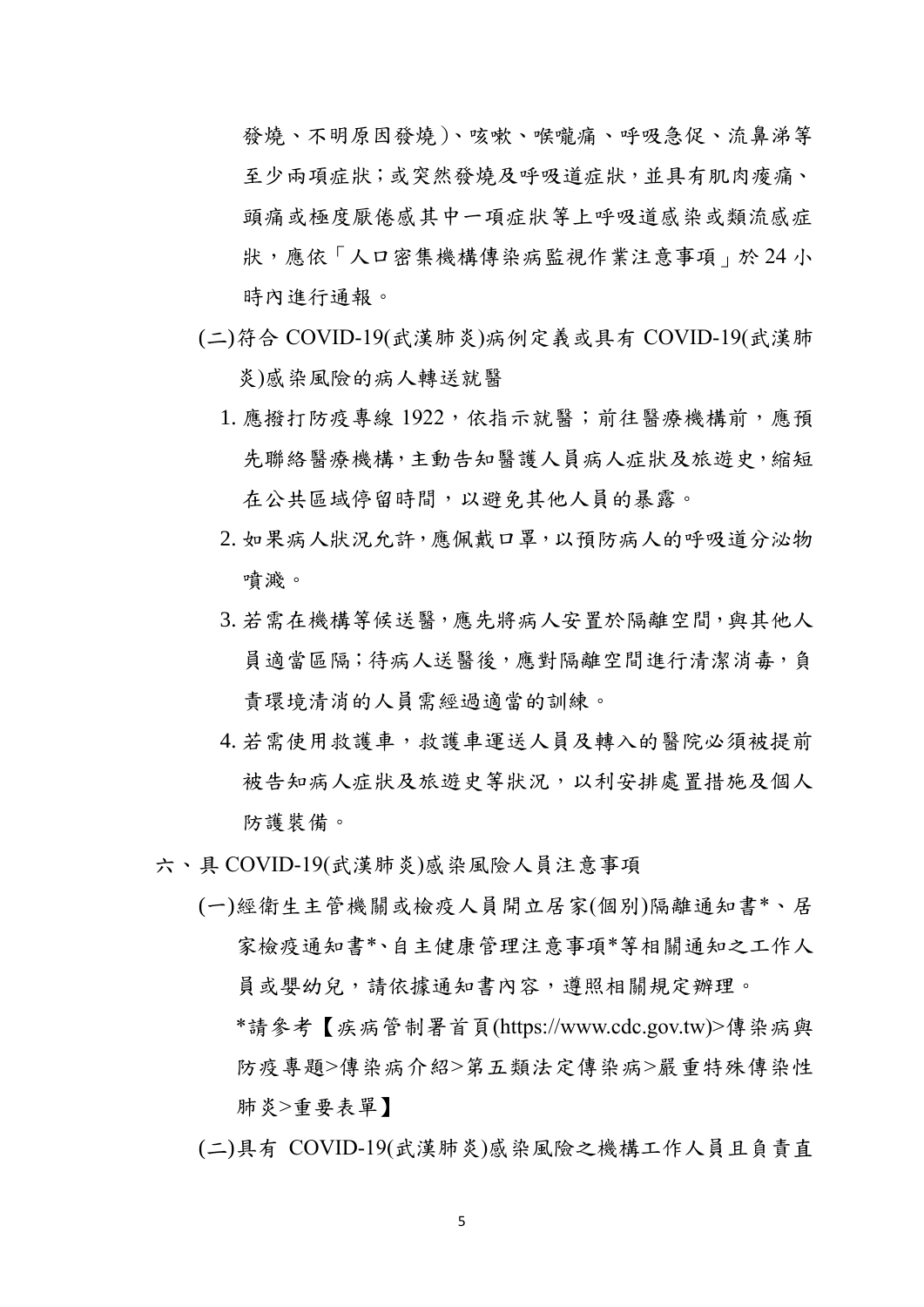發燒、不明原因發燒)、咳嗽、喉嚨痛、呼吸急促、流鼻涕等至少兩項症狀；或突然發燒及呼吸道症狀，並具有肌肉痠痛、頭痛或極度厭倦感其中一項症狀等上呼吸道感染或類流感症狀，應依「人口密集機構傳染病監視作業注意事項」於 24 小時內進行通報。

(二)符合 COVID-19(武漢肺炎)病例定義或具有 COVID-19(武漢肺炎)感染風險的病人轉送就醫

1. 應撥打防疫專線 1922，依指示就醫；前往醫療機構前，應預先聯絡醫療機構，主動告知醫護人員病人症狀及旅遊史，縮短在公共區域停留時間，以避免其他人員的暴露。
2. 如果病人狀況允許，應佩戴口罩，以預防病人的呼吸道分泌物噴濺。
3. 若需在機構等候送醫，應先將病人安置於隔離空間，與其他人員適當區隔；待病人送醫後，應對隔離空間進行清潔消毒，負責環境清消的人員需經過適當的訓練。
4. 若需使用救護車，救護車運送人員及轉入的醫院必須被提前被告知病人症狀及旅遊史等狀況，以利安排處置措施及個人防護裝備。

## 六、具 COVID-19(武漢肺炎)感染風險人員注意事項

(一)經衛生主管機關或檢疫人員開立居家(個別)隔離通知書*、居家檢疫通知書*、自主健康管理注意事項*等相關通知之工作人員或嬰幼兒，請依據通知書內容，遵照相關規定辦理。

*請參考【疾病管制署首頁(https://www.cdc.gov.tw)>傳染病與防疫專題>傳染病介紹>第五類法定傳染病>嚴重特殊傳染性肺炎>重要表單】

(二)具有 COVID-19(武漢肺炎)感染風險之機構工作人員且負責直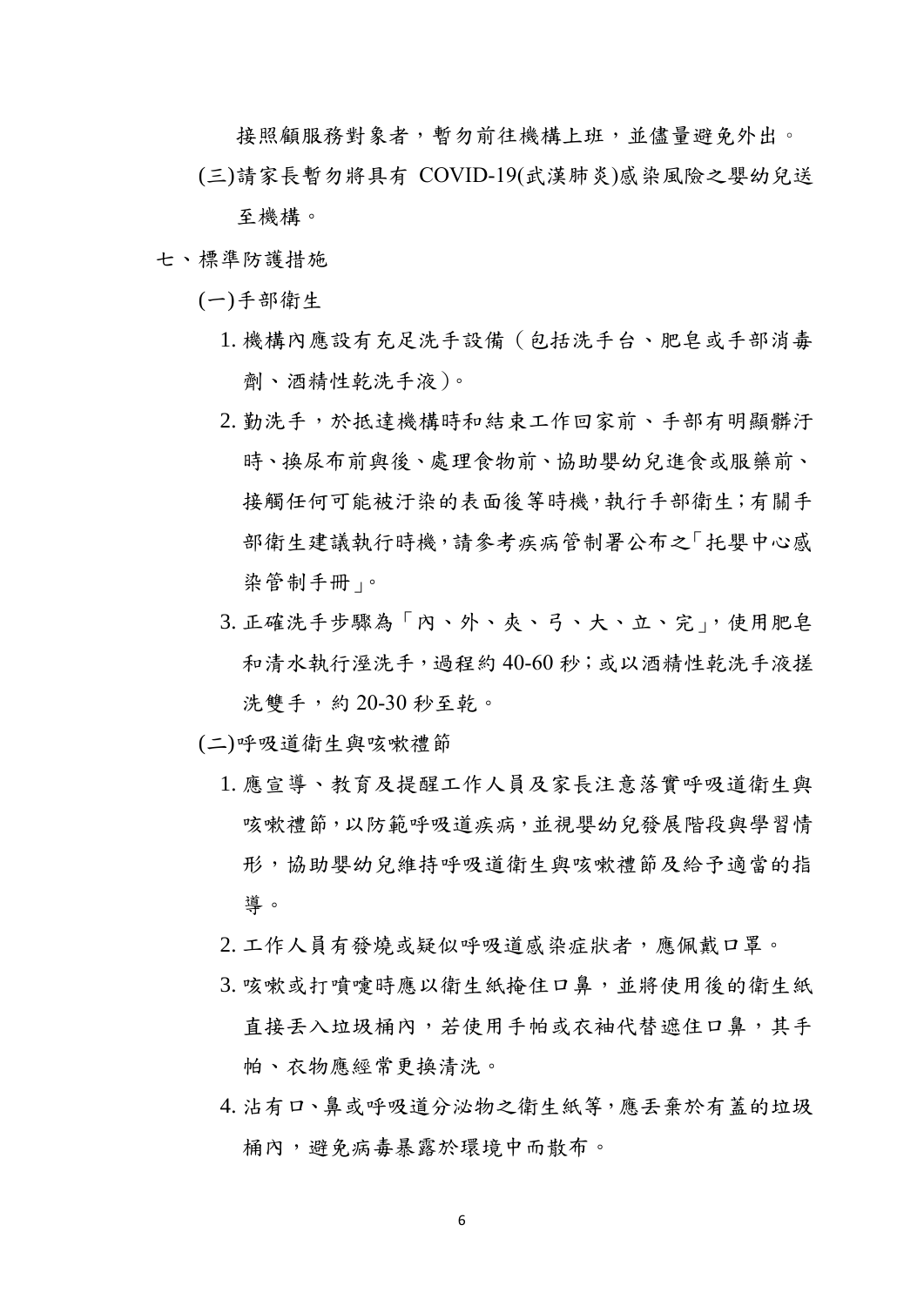接照顧服務對象者，暫勿前往機構上班，並儘量避免外出。

(三)請家長暫勿將具有 COVID-19(武漢肺炎)感染風險之嬰幼兒送至機構。

七、標準防護措施

(一)手部衛生

1. 機構內應設有充足洗手設備（包括洗手台、肥皂或手部消毒劑、酒精性乾洗手液）。
2. 勤洗手，於抵達機構時和結束工作回家前、手部有明顯髒汙時、換尿布前與後、處理食物前、協助嬰幼兒進食或服藥前、接觸任何可能被汙染的表面後等時機，執行手部衛生；有關手部衛生建議執行時機，請參考疾病管制署公布之「托嬰中心感染管制手冊」。
3. 正確洗手步驟為「內、外、夾、弓、大、立、完」，使用肥皂和清水執行溼洗手，過程約 40-60 秒；或以酒精性乾洗手液搓洗雙手，約 20-30 秒至乾。

(二)呼吸道衛生與咳嗽禮節

1. 應宣導、教育及提醒工作人員及家長注意落實呼吸道衛生與咳嗽禮節，以防範呼吸道疾病，並視嬰幼兒發展階段與學習情形，協助嬰幼兒維持呼吸道衛生與咳嗽禮節及給予適當的指導。
2. 工作人員有發燒或疑似呼吸道感染症狀者，應佩戴口罩。
3. 咳嗽或打噴嚏時應以衛生紙掩住口鼻，並將使用後的衛生紙直接丟入垃圾桶內，若使用手帕或衣袖代替遮住口鼻，其手帕、衣物應經常更換清洗。
4. 沾有口、鼻或呼吸道分泌物之衛生紙等，應丟棄於有蓋的垃圾桶內，避免病毒暴露於環境中而散布。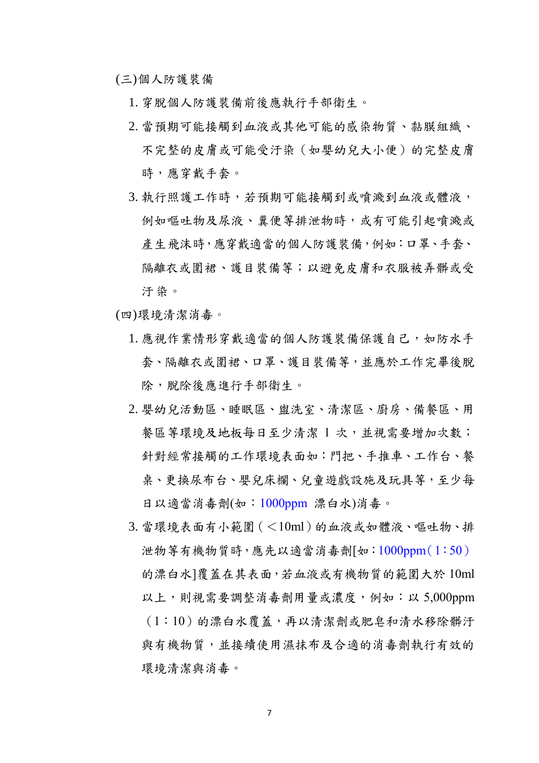(三)個人防護裝備

1. 穿脫個人防護裝備前後應執行手部衛生。
2. 當預期可能接觸到血液或其他可能的感染物質、黏膜組織、不完整的皮膚或可能受汙染（如嬰幼兒大小便）的完整皮膚時，應穿戴手套。
3. 執行照護工作時，若預期可能接觸到或噴濺到血液或體液，例如嘔吐物及尿液、糞便等排泄物時，或有可能引起噴濺或產生飛沫時，應穿戴適當的個人防護裝備，例如：口罩、手套、隔離衣或圍裙、護目裝備等；以避免皮膚和衣服被弄髒或受汙染。

(四)環境清潔消毒。

1. 應視作業情形穿戴適當的個人防護裝備保護自己，如防水手套、隔離衣或圍裙、口罩、護目裝備等，並應於工作完畢後脫除，脫除後應進行手部衛生。
2. 嬰幼兒活動區、睡眠區、盥洗室、清潔區、廚房、備餐區、用餐區等環境及地板每日至少清潔 1 次，並視需要增加次數；針對經常接觸的工作環境表面如：門把、手推車、工作台、餐桌、更換尿布台、嬰兒床欄、兒童遊戲設施及玩具等，至少每日以適當消毒劑(如：1000ppm 漂白水)消毒。
3. 當環境表面有小範圍（＜10ml）的血液或如體液、嘔吐物、排泄物等有機物質時，應先以適當消毒劑[如：1000ppm（1：50）的漂白水]覆蓋在其表面，若血液或有機物質的範圍大於 10ml 以上，則視需要調整消毒劑用量或濃度，例如：以 5,000ppm（1：10）的漂白水覆蓋，再以清潔劑或肥皂和清水移除髒汙與有機物質，並接續使用濕抹布及合適的消毒劑執行有效的環境清潔與消毒。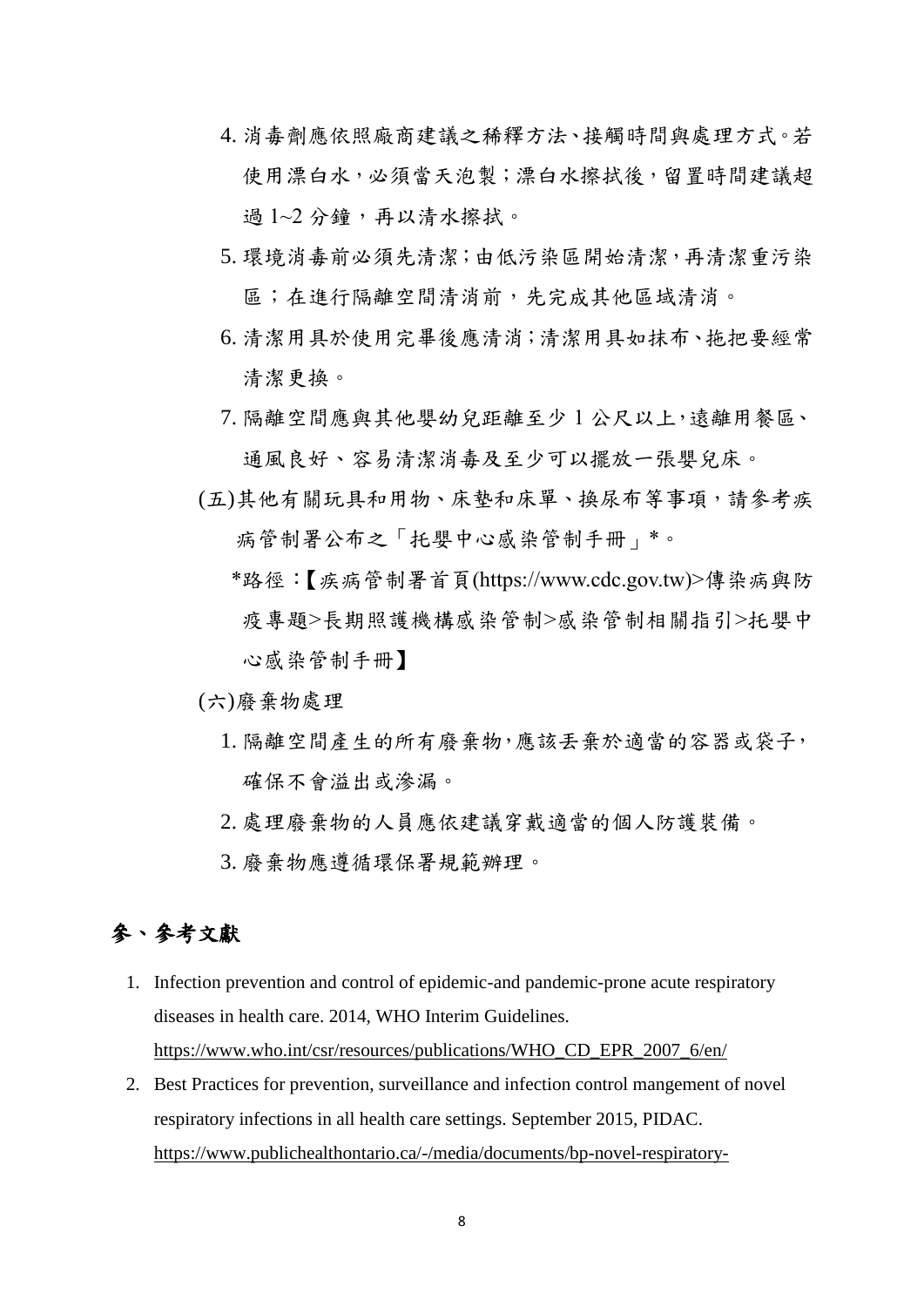4. 消毒劑應依照廠商建議之稀釋方法、接觸時間與處理方式。若使用漂白水，必須當天泡製；漂白水擦拭後，留置時間建議超過 1~2 分鐘，再以清水擦拭。
5. 環境消毒前必須先清潔；由低污染區開始清潔，再清潔重污染區；在進行隔離空間清消前，先完成其他區域清消。
6. 清潔用具於使用完畢後應清消；清潔用具如抹布、拖把要經常清潔更換。
7. 隔離空間應與其他嬰幼兒距離至少 1 公尺以上，遠離用餐區、通風良好、容易清潔消毒及至少可以擺放一張嬰兒床。

(五)其他有關玩具和用物、床墊和床單、換尿布等事項，請參考疾病管制署公布之「托嬰中心感染管制手冊」*。

*路徑：【疾病管制署首頁(https://www.cdc.gov.tw)>傳染病與防疫專題>長期照護機構感染管制>感染管制相關指引>托嬰中心感染管制手冊】

(六)廢棄物處理

1. 隔離空間產生的所有廢棄物，應該丟棄於適當的容器或袋子，確保不會溢出或滲漏。
2. 處理廢棄物的人員應依建議穿戴適當的個人防護裝備。
3. 廢棄物應遵循環保署規範辦理。

## 參、參考文獻

1. Infection prevention and control of epidemic-and pandemic-prone acute respiratory diseases in health care. 2014, WHO Interim Guidelines. https://www.who.int/csr/resources/publications/WHO_CD_EPR_2007_6/en/
2. Best Practices for prevention, surveillance and infection control mangement of novel respiratory infections in all health care settings. September 2015, PIDAC. https://www.publichealthontario.ca/-/media/documents/bp-novel-respiratory-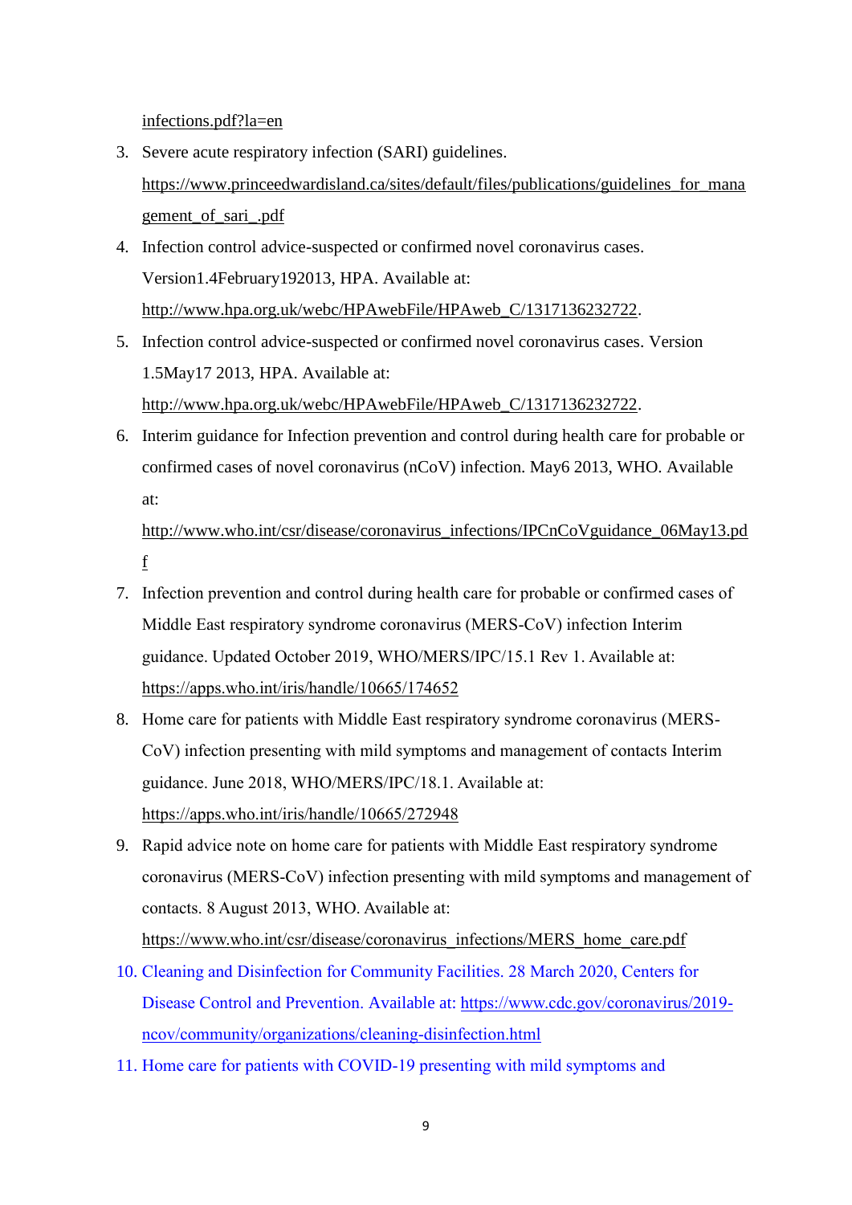infections.pdf?la=en

3. Severe acute respiratory infection (SARI) guidelines. https://www.princeedwardisland.ca/sites/default/files/publications/guidelines_for_management_of_sari_.pdf
4. Infection control advice-suspected or confirmed novel coronavirus cases. Version1.4February192013, HPA. Available at: http://www.hpa.org.uk/webc/HPAwebFile/HPAweb_C/1317136232722.
5. Infection control advice-suspected or confirmed novel coronavirus cases. Version 1.5May17 2013, HPA. Available at: http://www.hpa.org.uk/webc/HPAwebFile/HPAweb_C/1317136232722.
6. Interim guidance for Infection prevention and control during health care for probable or confirmed cases of novel coronavirus (nCoV) infection. May6 2013, WHO. Available at: http://www.who.int/csr/disease/coronavirus_infections/IPCnCoVguidance_06May13.pdf
7. Infection prevention and control during health care for probable or confirmed cases of Middle East respiratory syndrome coronavirus (MERS-CoV) infection Interim guidance. Updated October 2019, WHO/MERS/IPC/15.1 Rev 1. Available at: https://apps.who.int/iris/handle/10665/174652
8. Home care for patients with Middle East respiratory syndrome coronavirus (MERS-CoV) infection presenting with mild symptoms and management of contacts Interim guidance. June 2018, WHO/MERS/IPC/18.1. Available at: https://apps.who.int/iris/handle/10665/272948
9. Rapid advice note on home care for patients with Middle East respiratory syndrome coronavirus (MERS-CoV) infection presenting with mild symptoms and management of contacts. 8 August 2013, WHO. Available at: https://www.who.int/csr/disease/coronavirus_infections/MERS_home_care.pdf
10. Cleaning and Disinfection for Community Facilities. 28 March 2020, Centers for Disease Control and Prevention. Available at: https://www.cdc.gov/coronavirus/2019-ncov/community/organizations/cleaning-disinfection.html
11. Home care for patients with COVID-19 presenting with mild symptoms and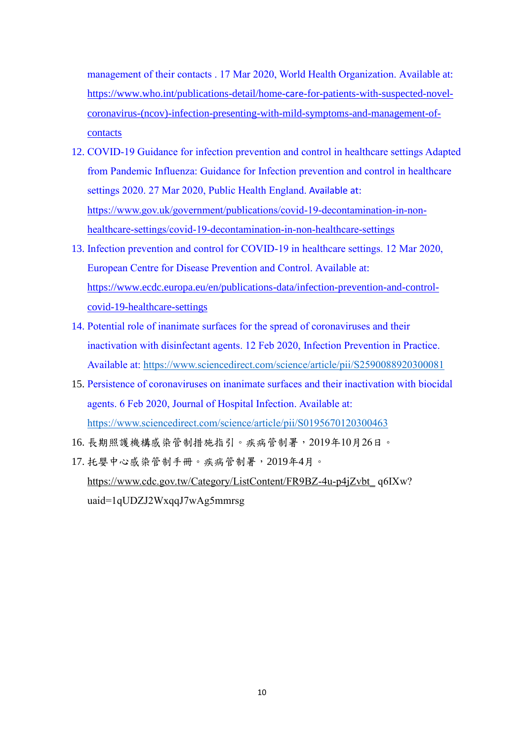management of their contacts . 17 Mar 2020, World Health Organization. Available at: https://www.who.int/publications-detail/home-care-for-patients-with-suspected-novel-coronavirus-(ncov)-infection-presenting-with-mild-symptoms-and-management-of-contacts

12. COVID-19 Guidance for infection prevention and control in healthcare settings Adapted from Pandemic Influenza: Guidance for Infection prevention and control in healthcare settings 2020. 27 Mar 2020, Public Health England. Available at: https://www.gov.uk/government/publications/covid-19-decontamination-in-non-healthcare-settings/covid-19-decontamination-in-non-healthcare-settings
13. Infection prevention and control for COVID-19 in healthcare settings. 12 Mar 2020, European Centre for Disease Prevention and Control. Available at: https://www.ecdc.europa.eu/en/publications-data/infection-prevention-and-control-covid-19-healthcare-settings
14. Potential role of inanimate surfaces for the spread of coronaviruses and their inactivation with disinfectant agents. 12 Feb 2020, Infection Prevention in Practice. Available at: https://www.sciencedirect.com/science/article/pii/S2590088920300081
15. Persistence of coronaviruses on inanimate surfaces and their inactivation with biocidal agents. 6 Feb 2020, Journal of Hospital Infection. Available at: https://www.sciencedirect.com/science/article/pii/S0195670120300463
16. 長期照護機構感染管制措施指引。疾病管制署，2019年10月26日。
17. 托嬰中心感染管制手冊。疾病管制署，2019年4月。 https://www.cdc.gov.tw/Category/ListContent/FR9BZ-4u-p4jZvbt_ q6IXw?uaid=1qUDZJ2WxqqJ7wAg5mmrsg